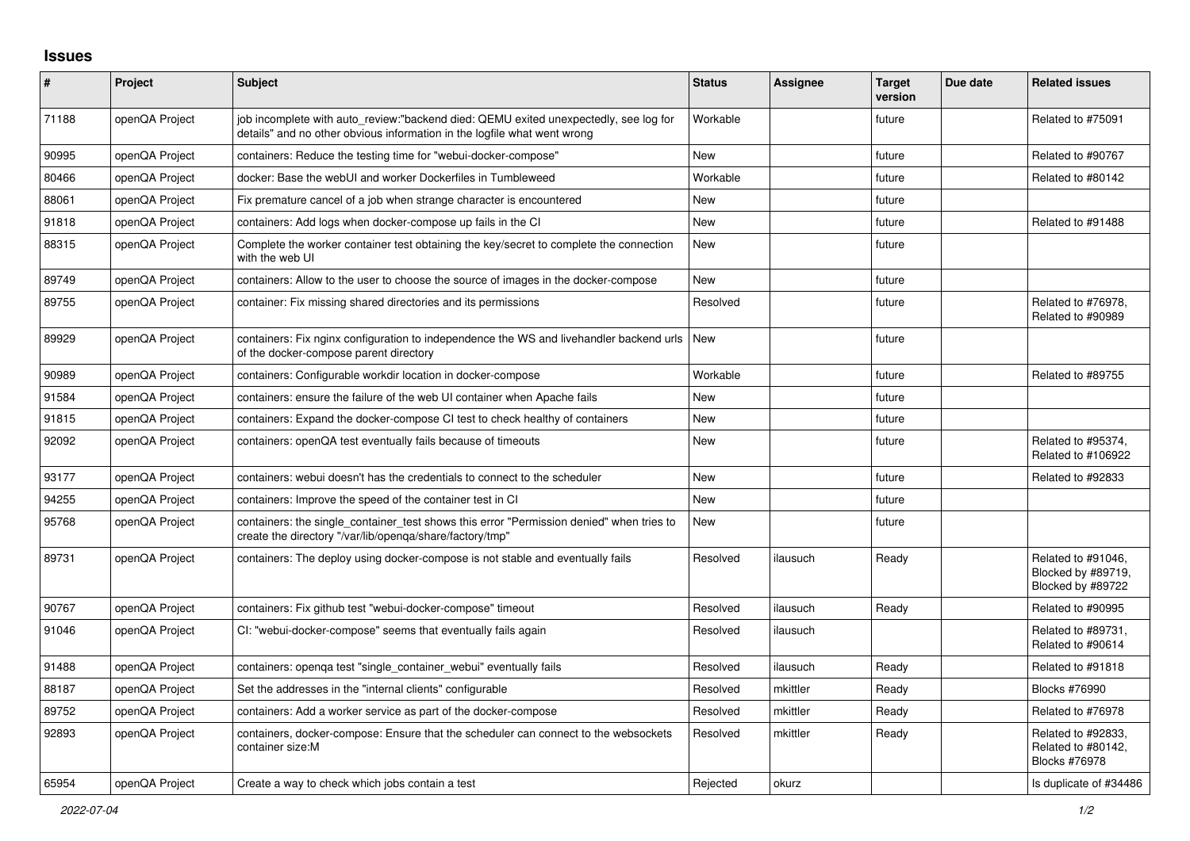## Issues

| # | Project | Subject | Status | Assignee | Target version | Due date | Related issues |
|---|---|---|---|---|---|---|---|
| 71188 | openQA Project | job incomplete with auto_review:"backend died: QEMU exited unexpectedly, see log for details" and no other obvious information in the logfile what went wrong | Workable | | future | | Related to #75091 |
| 90995 | openQA Project | containers: Reduce the testing time for "webui-docker-compose" | New | | future | | Related to #90767 |
| 80466 | openQA Project | docker: Base the webUI and worker Dockerfiles in Tumbleweed | Workable | | future | | Related to #80142 |
| 88061 | openQA Project | Fix premature cancel of a job when strange character is encountered | New | | future | | |
| 91818 | openQA Project | containers: Add logs when docker-compose up fails in the CI | New | | future | | Related to #91488 |
| 88315 | openQA Project | Complete the worker container test obtaining the key/secret to complete the connection with the web UI | New | | future | | |
| 89749 | openQA Project | containers: Allow to the user to choose the source of images in the docker-compose | New | | future | | |
| 89755 | openQA Project | container: Fix missing shared directories and its permissions | Resolved | | future | | Related to #76978, Related to #90989 |
| 89929 | openQA Project | containers: Fix nginx configuration to independence the WS and livehandler backend urls of the docker-compose parent directory | New | | future | | |
| 90989 | openQA Project | containers: Configurable workdir location in docker-compose | Workable | | future | | Related to #89755 |
| 91584 | openQA Project | containers: ensure the failure of the web UI container when Apache fails | New | | future | | |
| 91815 | openQA Project | containers: Expand the docker-compose CI test to check healthy of containers | New | | future | | |
| 92092 | openQA Project | containers: openQA test eventually fails because of timeouts | New | | future | | Related to #95374, Related to #106922 |
| 93177 | openQA Project | containers: webui doesn't has the credentials to connect to the scheduler | New | | future | | Related to #92833 |
| 94255 | openQA Project | containers: Improve the speed of the container test in CI | New | | future | | |
| 95768 | openQA Project | containers: the single_container_test shows this error "Permission denied" when tries to create the directory "/var/lib/openqa/share/factory/tmp" | New | | future | | |
| 89731 | openQA Project | containers: The deploy using docker-compose is not stable and eventually fails | Resolved | ilausuch | Ready | | Related to #91046, Blocked by #89719, Blocked by #89722 |
| 90767 | openQA Project | containers: Fix github test "webui-docker-compose" timeout | Resolved | ilausuch | Ready | | Related to #90995 |
| 91046 | openQA Project | CI: "webui-docker-compose" seems that eventually fails again | Resolved | ilausuch | | | Related to #89731, Related to #90614 |
| 91488 | openQA Project | containers: openqa test "single_container_webui" eventually fails | Resolved | ilausuch | Ready | | Related to #91818 |
| 88187 | openQA Project | Set the addresses in the "internal clients" configurable | Resolved | mkittler | Ready | | Blocks #76990 |
| 89752 | openQA Project | containers: Add a worker service as part of the docker-compose | Resolved | mkittler | Ready | | Related to #76978 |
| 92893 | openQA Project | containers, docker-compose: Ensure that the scheduler can connect to the websockets container size:M | Resolved | mkittler | Ready | | Related to #92833, Related to #80142, Blocks #76978 |
| 65954 | openQA Project | Create a way to check which jobs contain a test | Rejected | okurz | | | Is duplicate of #34486 |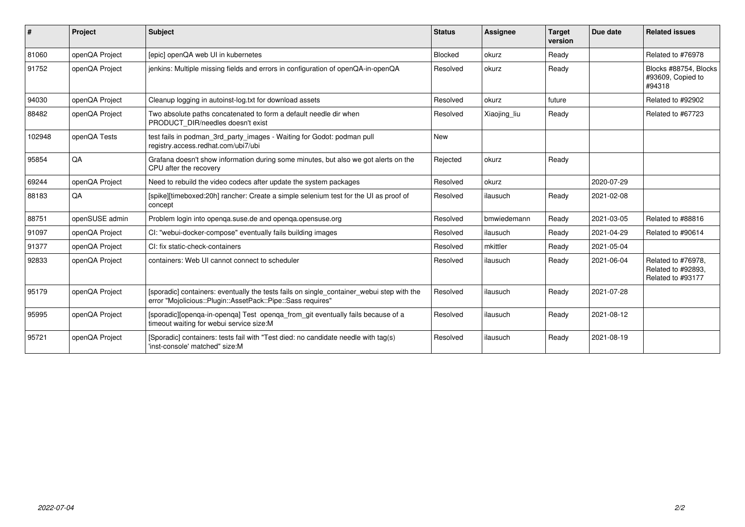| # | Project | Subject | Status | Assignee | Target version | Due date | Related issues |
|---|---|---|---|---|---|---|---|
| 81060 | openQA Project | [epic] openQA web UI in kubernetes | Blocked | okurz | Ready | | Related to #76978 |
| 91752 | openQA Project | jenkins: Multiple missing fields and errors in configuration of openQA-in-openQA | Resolved | okurz | Ready | | Blocks #88754, Blocks #93609, Copied to #94318 |
| 94030 | openQA Project | Cleanup logging in autoinst-log.txt for download assets | Resolved | okurz | future | | Related to #92902 |
| 88482 | openQA Project | Two absolute paths concatenated to form a default needle dir when PRODUCT_DIR/needles doesn't exist | Resolved | Xiaojing_liu | Ready | | Related to #67723 |
| 102948 | openQA Tests | test fails in podman_3rd_party_images - Waiting for Godot: podman pull registry.access.redhat.com/ubi7/ubi | New | | | | |
| 95854 | QA | Grafana doesn't show information during some minutes, but also we got alerts on the CPU after the recovery | Rejected | okurz | Ready | | |
| 69244 | openQA Project | Need to rebuild the video codecs after update the system packages | Resolved | okurz | | 2020-07-29 | |
| 88183 | QA | [spike][timeboxed:20h] rancher: Create a simple selenium test for the UI as proof of concept | Resolved | ilausuch | Ready | 2021-02-08 | |
| 88751 | openSUSE admin | Problem login into openqa.suse.de and openqa.opensuse.org | Resolved | bmwiedemann | Ready | 2021-03-05 | Related to #88816 |
| 91097 | openQA Project | CI: "webui-docker-compose" eventually fails building images | Resolved | ilausuch | Ready | 2021-04-29 | Related to #90614 |
| 91377 | openQA Project | CI: fix static-check-containers | Resolved | mkittler | Ready | 2021-05-04 | |
| 92833 | openQA Project | containers: Web UI cannot connect to scheduler | Resolved | ilausuch | Ready | 2021-06-04 | Related to #76978, Related to #92893, Related to #93177 |
| 95179 | openQA Project | [sporadic] containers: eventually the tests fails on single_container_webui step with the error "Mojolicious::Plugin::AssetPack::Pipe::Sass requires" | Resolved | ilausuch | Ready | 2021-07-28 | |
| 95995 | openQA Project | [sporadic][openqa-in-openqa] Test openqa_from_git eventually fails because of a timeout waiting for webui service size:M | Resolved | ilausuch | Ready | 2021-08-12 | |
| 95721 | openQA Project | [Sporadic] containers: tests fail with "Test died: no candidate needle with tag(s) 'inst-console' matched" size:M | Resolved | ilausuch | Ready | 2021-08-19 | |